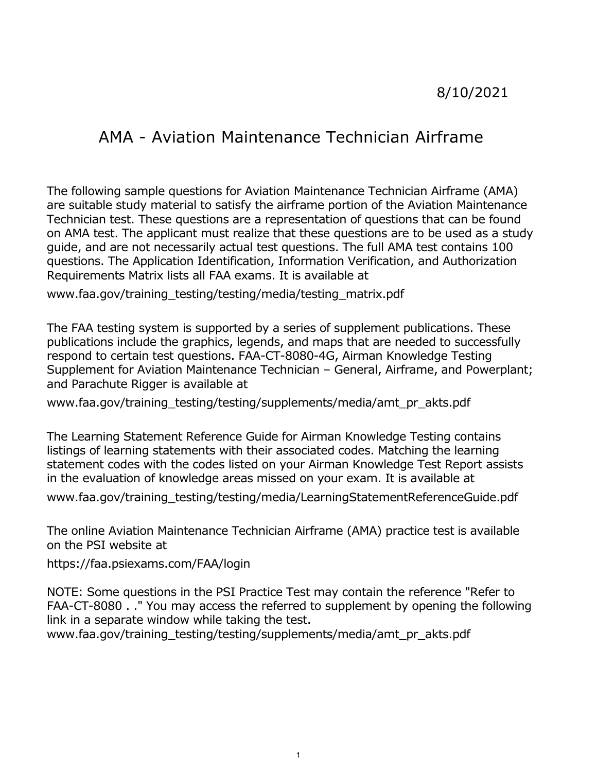8/10/2021

# AMA - Aviation Maintenance Technician Airframe

The following sample questions for Aviation Maintenance Technician Airframe (AMA) are suitable study material to satisfy the airframe portion of the Aviation Maintenance Technician test. These questions are a representation of questions that can be found on AMA test. The applicant must realize that these questions are to be used as a study guide, and are not necessarily actual test questions. The full AMA test contains 100 questions. The Application Identification, Information Verification, and Authorization Requirements Matrix lists all FAA exams. It is available at

www.faa.gov/training_testing/testing/media/testing_matrix.pdf

The FAA testing system is supported by a series of supplement publications. These publications include the graphics, legends, and maps that are needed to successfully respond to certain test questions. FAA-CT-8080-4G, Airman Knowledge Testing Supplement for Aviation Maintenance Technician – General, Airframe, and Powerplant; and Parachute Rigger is available at

www.faa.gov/training_testing/testing/supplements/media/amt_pr_akts.pdf

The Learning Statement Reference Guide for Airman Knowledge Testing contains listings of learning statements with their associated codes. Matching the learning statement codes with the codes listed on your Airman Knowledge Test Report assists in the evaluation of knowledge areas missed on your exam. It is available at

www.faa.gov/training_testing/testing/media/LearningStatementReferenceGuide.pdf

The online Aviation Maintenance Technician Airframe (AMA) practice test is available on the PSI website at

https://faa.psiexams.com/FAA/login

NOTE: Some questions in the PSI Practice Test may contain the reference "Refer to FAA-CT-8080 . ." You may access the referred to supplement by opening the following link in a separate window while taking the test.
www.faa.gov/training_testing/testing/supplements/media/amt_pr_akts.pdf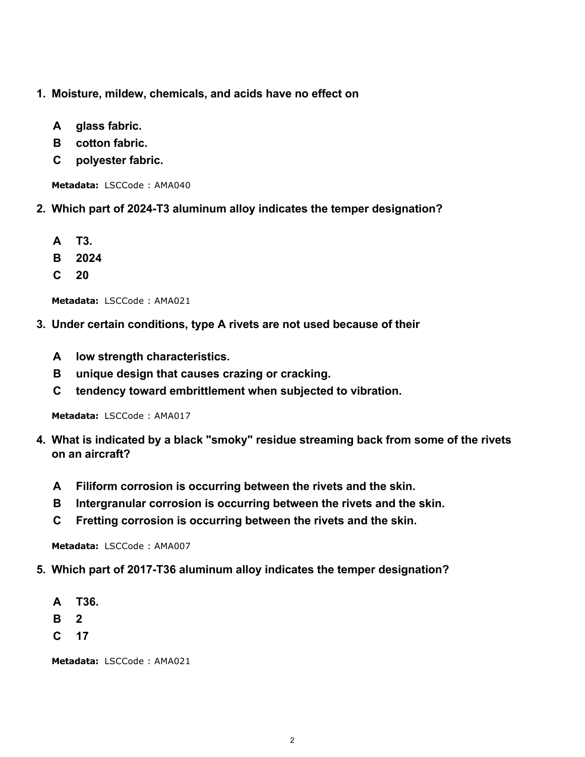1. **Moisture, mildew, chemicals, and acids have no effect on**

    **A** **glass fabric.**
    **B** **cotton fabric.**
    **C** **polyester fabric.**

    **Metadata:** LSCCode : AMA040

2. **Which part of 2024-T3 aluminum alloy indicates the temper designation?**

    **A** **T3.**
    **B** **2024**
    **C** **20**

    **Metadata:** LSCCode : AMA021

3. **Under certain conditions, type A rivets are not used because of their**

    **A** **low strength characteristics.**
    **B** **unique design that causes crazing or cracking.**
    **C** **tendency toward embrittlement when subjected to vibration.**

    **Metadata:** LSCCode : AMA017

4. **What is indicated by a black "smoky" residue streaming back from some of the rivets on an aircraft?**

    **A** **Filiform corrosion is occurring between the rivets and the skin.**
    **B** **Intergranular corrosion is occurring between the rivets and the skin.**
    **C** **Fretting corrosion is occurring between the rivets and the skin.**

    **Metadata:** LSCCode : AMA007

5. **Which part of 2017-T36 aluminum alloy indicates the temper designation?**

    **A** **T36.**
    **B** **2**
    **C** **17**

    **Metadata:** LSCCode : AMA021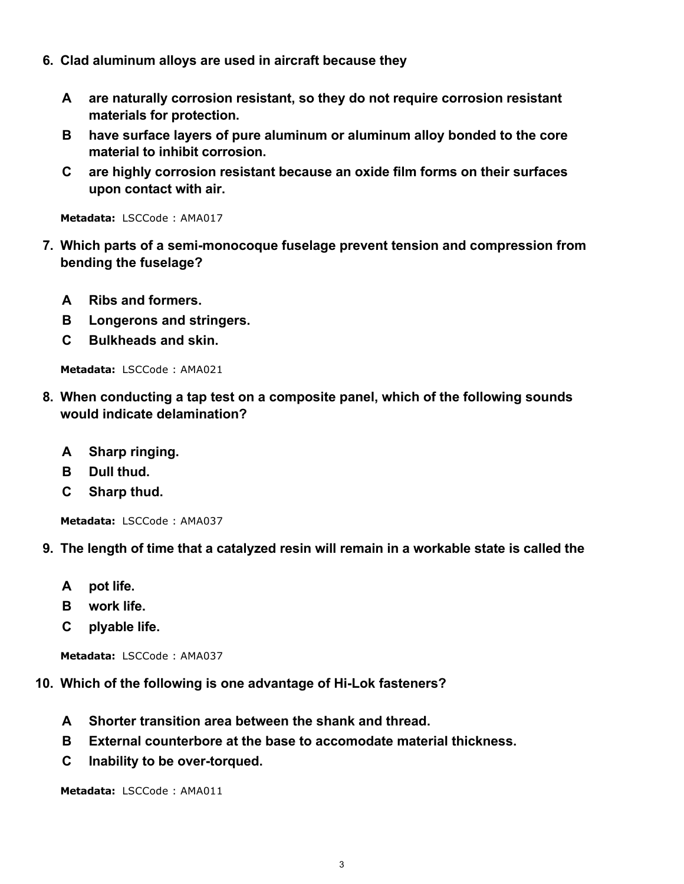**6. Clad aluminum alloys are used in aircraft because they**

- **A** **are naturally corrosion resistant, so they do not require corrosion resistant materials for protection.**
- **B** **have surface layers of pure aluminum or aluminum alloy bonded to the core material to inhibit corrosion.**
- **C** **are highly corrosion resistant because an oxide film forms on their surfaces upon contact with air.**

**Metadata:** LSCCode : AMA017

**7. Which parts of a semi-monocoque fuselage prevent tension and compression from bending the fuselage?**

- **A** **Ribs and formers.**
- **B** **Longerons and stringers.**
- **C** **Bulkheads and skin.**

**Metadata:** LSCCode : AMA021

**8. When conducting a tap test on a composite panel, which of the following sounds would indicate delamination?**

- **A** **Sharp ringing.**
- **B** **Dull thud.**
- **C** **Sharp thud.**

**Metadata:** LSCCode : AMA037

**9. The length of time that a catalyzed resin will remain in a workable state is called the**

- **A** **pot life.**
- **B** **work life.**
- **C** **plyable life.**

**Metadata:** LSCCode : AMA037

**10. Which of the following is one advantage of Hi-Lok fasteners?**

- **A** **Shorter transition area between the shank and thread.**
- **B** **External counterbore at the base to accomodate material thickness.**
- **C** **Inability to be over-torqued.**

**Metadata:** LSCCode : AMA011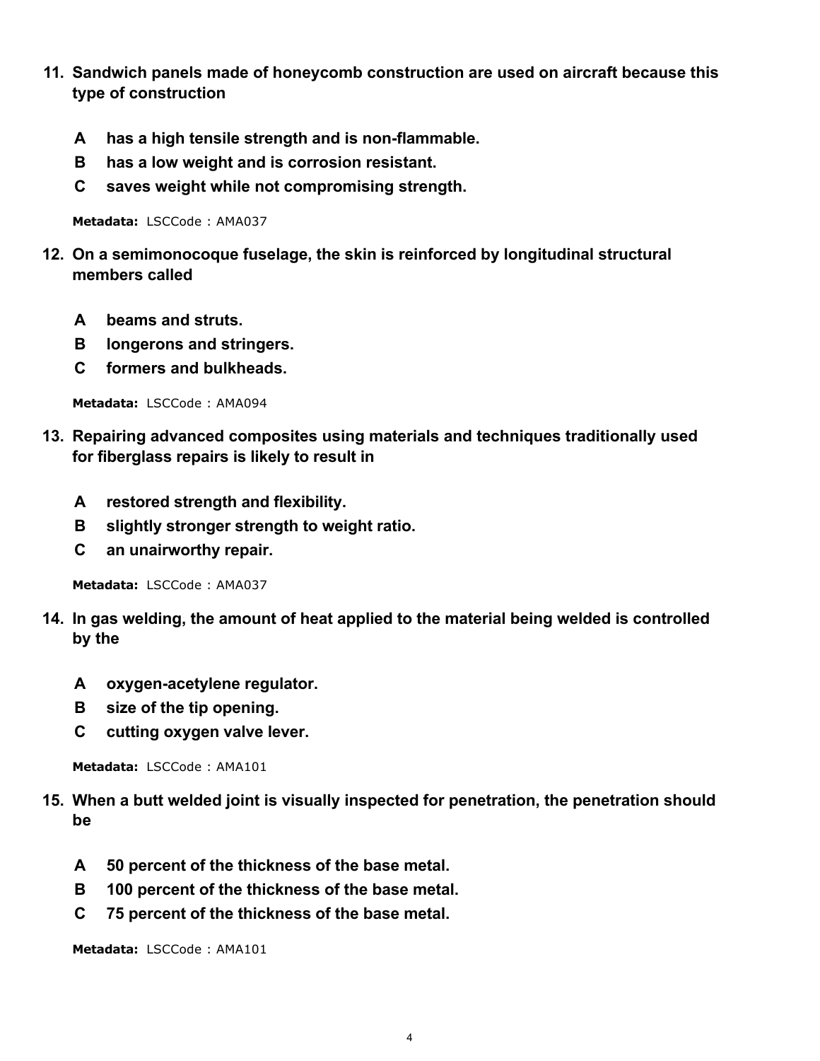**11. Sandwich panels made of honeycomb construction are used on aircraft because this type of construction**

- **A** **has a high tensile strength and is non-flammable.**
- **B** **has a low weight and is corrosion resistant.**
- **C** **saves weight while not compromising strength.**

**Metadata:** LSCCode : AMA037

**12. On a semimonocoque fuselage, the skin is reinforced by longitudinal structural members called**

- **A** **beams and struts.**
- **B** **longerons and stringers.**
- **C** **formers and bulkheads.**

**Metadata:** LSCCode : AMA094

**13. Repairing advanced composites using materials and techniques traditionally used for fiberglass repairs is likely to result in**

- **A** **restored strength and flexibility.**
- **B** **slightly stronger strength to weight ratio.**
- **C** **an unairworthy repair.**

**Metadata:** LSCCode : AMA037

**14. In gas welding, the amount of heat applied to the material being welded is controlled by the**

- **A** **oxygen-acetylene regulator.**
- **B** **size of the tip opening.**
- **C** **cutting oxygen valve lever.**

**Metadata:** LSCCode : AMA101

**15. When a butt welded joint is visually inspected for penetration, the penetration should be**

- **A** **50 percent of the thickness of the base metal.**
- **B** **100 percent of the thickness of the base metal.**
- **C** **75 percent of the thickness of the base metal.**

**Metadata:** LSCCode : AMA101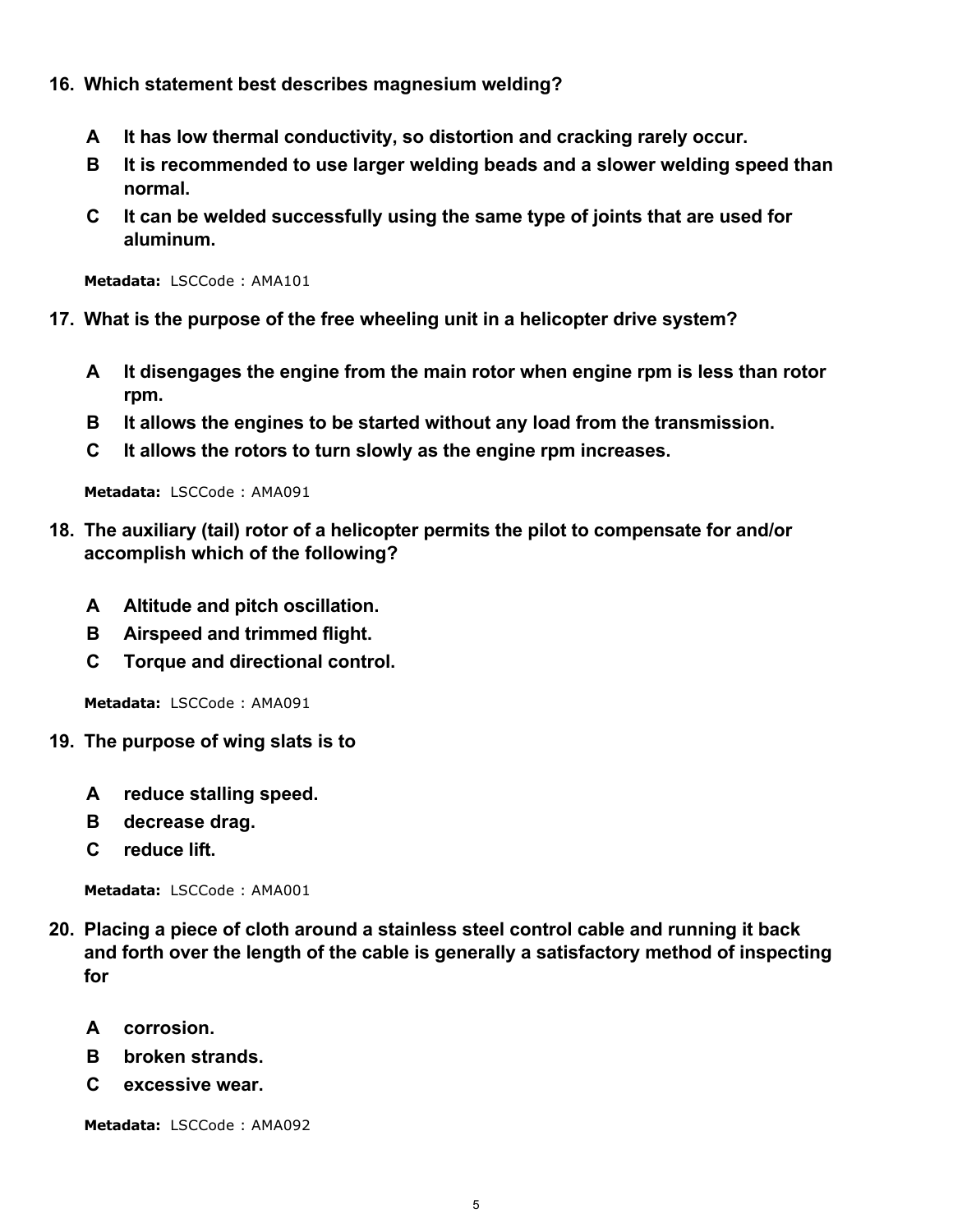**16. Which statement best describes magnesium welding?**

- **A** **It has low thermal conductivity, so distortion and cracking rarely occur.**
- **B** **It is recommended to use larger welding beads and a slower welding speed than normal.**
- **C** **It can be welded successfully using the same type of joints that are used for aluminum.**

**Metadata:** LSCCode : AMA101

**17. What is the purpose of the free wheeling unit in a helicopter drive system?**

- **A** **It disengages the engine from the main rotor when engine rpm is less than rotor rpm.**
- **B** **It allows the engines to be started without any load from the transmission.**
- **C** **It allows the rotors to turn slowly as the engine rpm increases.**

**Metadata:** LSCCode : AMA091

**18. The auxiliary (tail) rotor of a helicopter permits the pilot to compensate for and/or accomplish which of the following?**

- **A** **Altitude and pitch oscillation.**
- **B** **Airspeed and trimmed flight.**
- **C** **Torque and directional control.**

**Metadata:** LSCCode : AMA091

**19. The purpose of wing slats is to**

- **A** **reduce stalling speed.**
- **B** **decrease drag.**
- **C** **reduce lift.**

**Metadata:** LSCCode : AMA001

**20. Placing a piece of cloth around a stainless steel control cable and running it back and forth over the length of the cable is generally a satisfactory method of inspecting for**

- **A** **corrosion.**
- **B** **broken strands.**
- **C** **excessive wear.**

**Metadata:** LSCCode : AMA092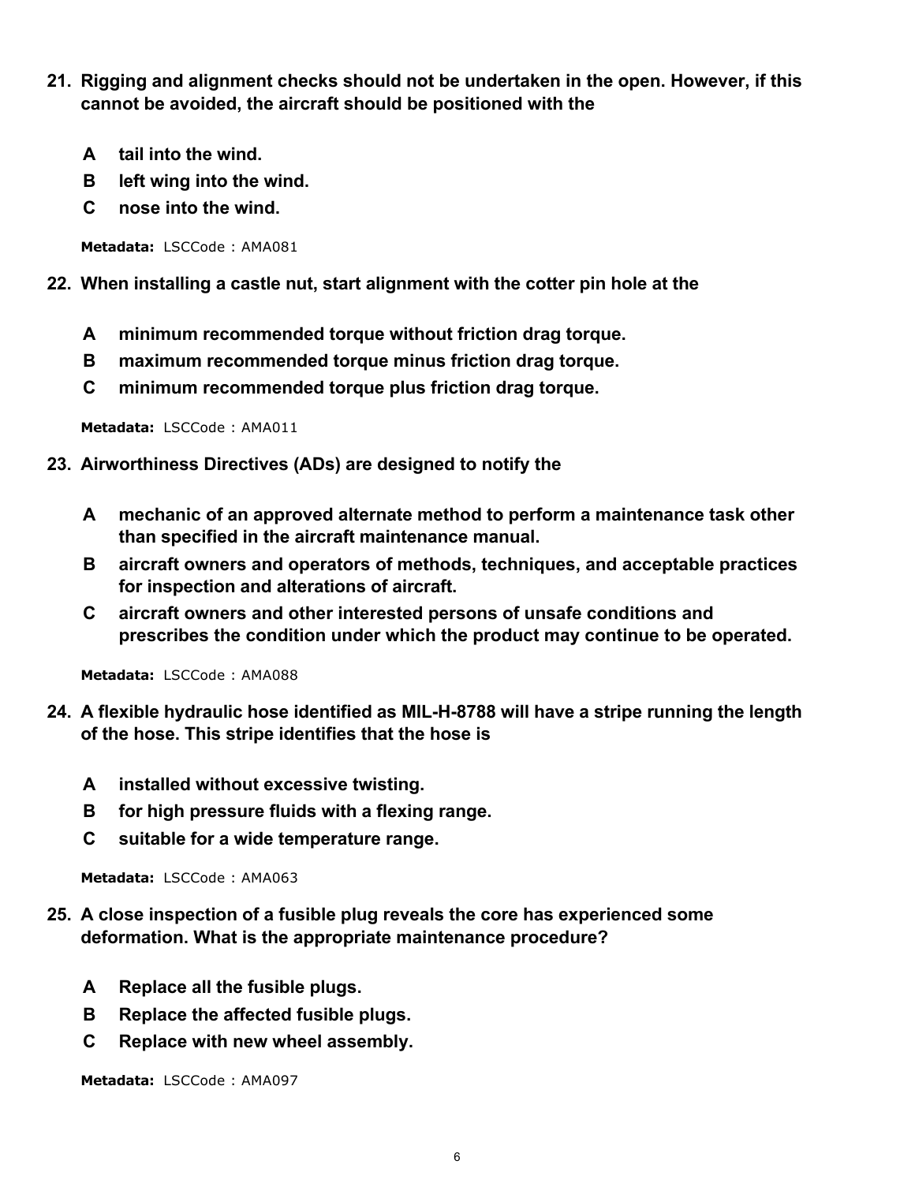**21. Rigging and alignment checks should not be undertaken in the open. However, if this cannot be avoided, the aircraft should be positioned with the**

- **A** **tail into the wind.**
- **B** **left wing into the wind.**
- **C** **nose into the wind.**

**Metadata:** LSCCode : AMA081

**22. When installing a castle nut, start alignment with the cotter pin hole at the**

- **A** **minimum recommended torque without friction drag torque.**
- **B** **maximum recommended torque minus friction drag torque.**
- **C** **minimum recommended torque plus friction drag torque.**

**Metadata:** LSCCode : AMA011

**23. Airworthiness Directives (ADs) are designed to notify the**

- **A** **mechanic of an approved alternate method to perform a maintenance task other than specified in the aircraft maintenance manual.**
- **B** **aircraft owners and operators of methods, techniques, and acceptable practices for inspection and alterations of aircraft.**
- **C** **aircraft owners and other interested persons of unsafe conditions and prescribes the condition under which the product may continue to be operated.**

**Metadata:** LSCCode : AMA088

**24. A flexible hydraulic hose identified as MIL-H-8788 will have a stripe running the length of the hose. This stripe identifies that the hose is**

- **A** **installed without excessive twisting.**
- **B** **for high pressure fluids with a flexing range.**
- **C** **suitable for a wide temperature range.**

**Metadata:** LSCCode : AMA063

**25. A close inspection of a fusible plug reveals the core has experienced some deformation. What is the appropriate maintenance procedure?**

- **A** **Replace all the fusible plugs.**
- **B** **Replace the affected fusible plugs.**
- **C** **Replace with new wheel assembly.**

**Metadata:** LSCCode : AMA097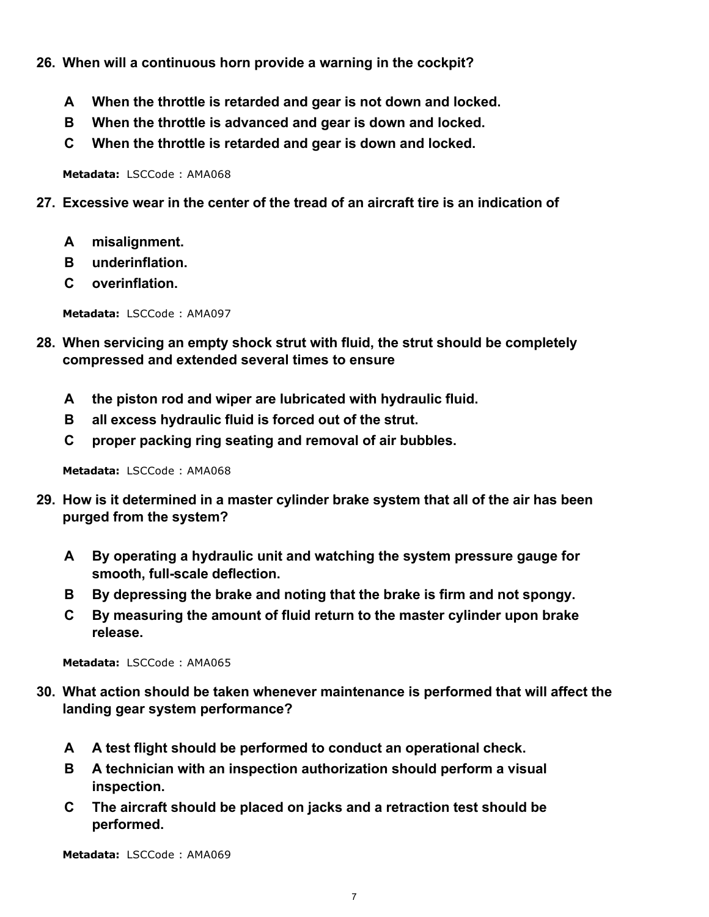**26. When will a continuous horn provide a warning in the cockpit?**

- **A** **When the throttle is retarded and gear is not down and locked.**
- **B** **When the throttle is advanced and gear is down and locked.**
- **C** **When the throttle is retarded and gear is down and locked.**

**Metadata:** LSCCode : AMA068

**27. Excessive wear in the center of the tread of an aircraft tire is an indication of**

- **A** **misalignment.**
- **B** **underinflation.**
- **C** **overinflation.**

**Metadata:** LSCCode : AMA097

**28. When servicing an empty shock strut with fluid, the strut should be completely compressed and extended several times to ensure**

- **A** **the piston rod and wiper are lubricated with hydraulic fluid.**
- **B** **all excess hydraulic fluid is forced out of the strut.**
- **C** **proper packing ring seating and removal of air bubbles.**

**Metadata:** LSCCode : AMA068

**29. How is it determined in a master cylinder brake system that all of the air has been purged from the system?**

- **A** **By operating a hydraulic unit and watching the system pressure gauge for smooth, full-scale deflection.**
- **B** **By depressing the brake and noting that the brake is firm and not spongy.**
- **C** **By measuring the amount of fluid return to the master cylinder upon brake release.**

**Metadata:** LSCCode : AMA065

**30. What action should be taken whenever maintenance is performed that will affect the landing gear system performance?**

- **A** **A test flight should be performed to conduct an operational check.**
- **B** **A technician with an inspection authorization should perform a visual inspection.**
- **C** **The aircraft should be placed on jacks and a retraction test should be performed.**

**Metadata:** LSCCode : AMA069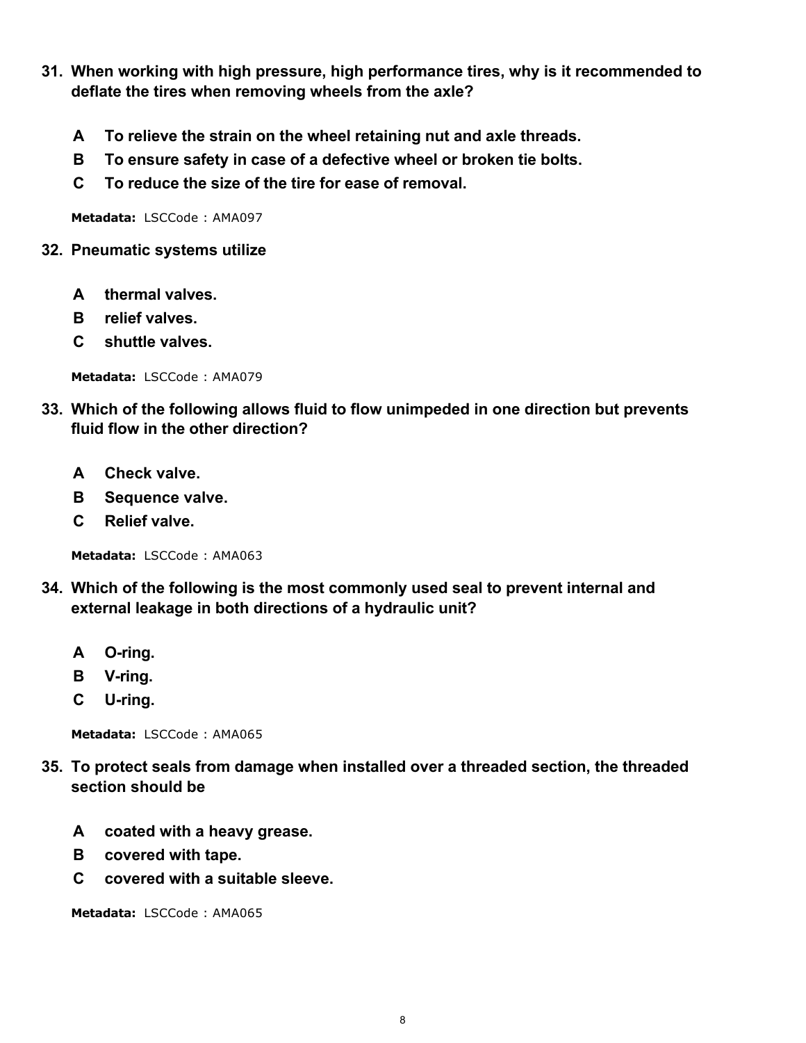**31. When working with high pressure, high performance tires, why is it recommended to deflate the tires when removing wheels from the axle?**

- **A** **To relieve the strain on the wheel retaining nut and axle threads.**
- **B** **To ensure safety in case of a defective wheel or broken tie bolts.**
- **C** **To reduce the size of the tire for ease of removal.**

**Metadata:** LSCCode : AMA097

**32. Pneumatic systems utilize**

- **A** **thermal valves.**
- **B** **relief valves.**
- **C** **shuttle valves.**

**Metadata:** LSCCode : AMA079

**33. Which of the following allows fluid to flow unimpeded in one direction but prevents fluid flow in the other direction?**

- **A** **Check valve.**
- **B** **Sequence valve.**
- **C** **Relief valve.**

**Metadata:** LSCCode : AMA063

**34. Which of the following is the most commonly used seal to prevent internal and external leakage in both directions of a hydraulic unit?**

- **A** **O-ring.**
- **B** **V-ring.**
- **C** **U-ring.**

**Metadata:** LSCCode : AMA065

**35. To protect seals from damage when installed over a threaded section, the threaded section should be**

- **A** **coated with a heavy grease.**
- **B** **covered with tape.**
- **C** **covered with a suitable sleeve.**

**Metadata:** LSCCode : AMA065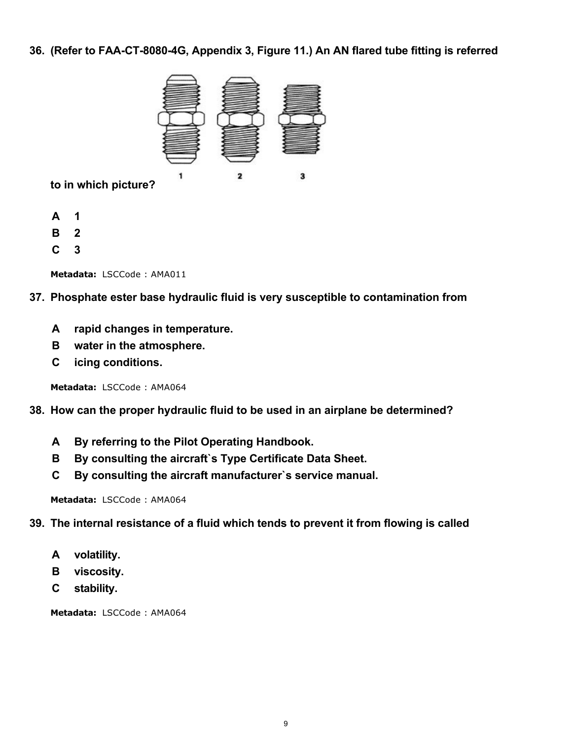**36. (Refer to FAA-CT-8080-4G, Appendix 3, Figure 11.) An AN flared tube fitting is referred to in which picture?**

1 2 3

- **A** 1
- **B** 2
- **C** 3

**Metadata:** LSCCode : AMA011

**37. Phosphate ester base hydraulic fluid is very susceptible to contamination from**

- **A** rapid changes in temperature.
- **B** water in the atmosphere.
- **C** icing conditions.

**Metadata:** LSCCode : AMA064

**38. How can the proper hydraulic fluid to be used in an airplane be determined?**

- **A** By referring to the Pilot Operating Handbook.
- **B** By consulting the aircraft`s Type Certificate Data Sheet.
- **C** By consulting the aircraft manufacturer`s service manual.

**Metadata:** LSCCode : AMA064

**39. The internal resistance of a fluid which tends to prevent it from flowing is called**

- **A** volatility.
- **B** viscosity.
- **C** stability.

**Metadata:** LSCCode : AMA064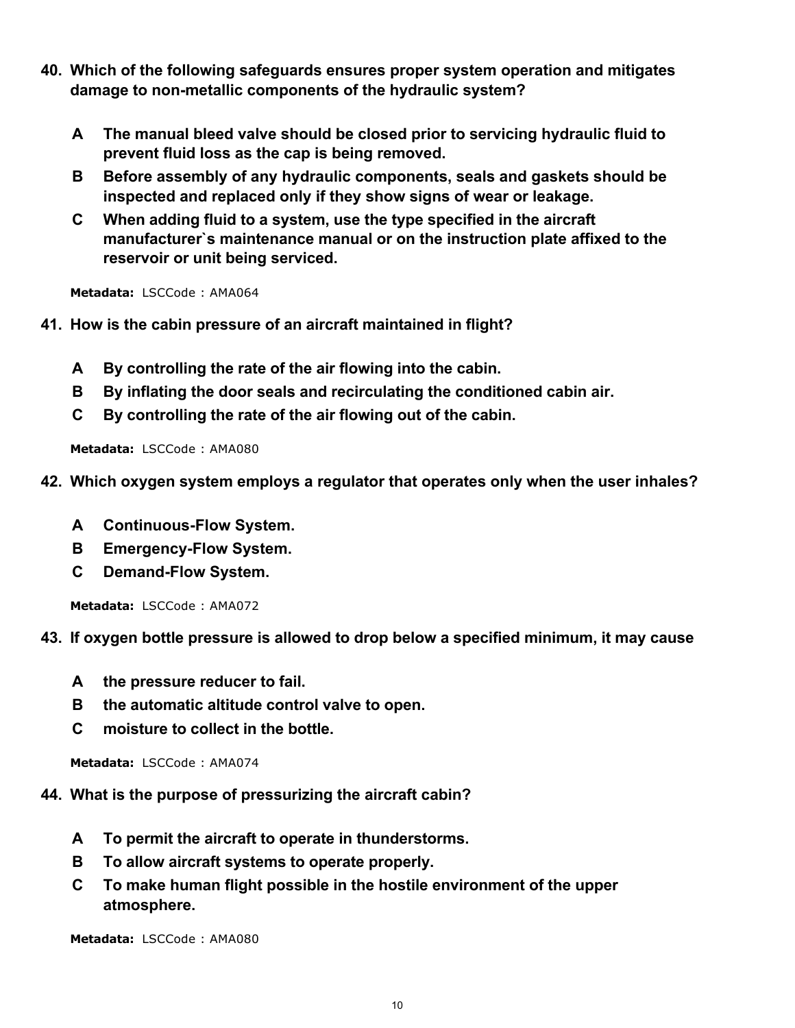**40. Which of the following safeguards ensures proper system operation and mitigates damage to non-metallic components of the hydraulic system?**

- **A** **The manual bleed valve should be closed prior to servicing hydraulic fluid to prevent fluid loss as the cap is being removed.**
- **B** **Before assembly of any hydraulic components, seals and gaskets should be inspected and replaced only if they show signs of wear or leakage.**
- **C** **When adding fluid to a system, use the type specified in the aircraft manufacturer`s maintenance manual or on the instruction plate affixed to the reservoir or unit being serviced.**

**Metadata:** LSCCode : AMA064

**41. How is the cabin pressure of an aircraft maintained in flight?**

- **A** **By controlling the rate of the air flowing into the cabin.**
- **B** **By inflating the door seals and recirculating the conditioned cabin air.**
- **C** **By controlling the rate of the air flowing out of the cabin.**

**Metadata:** LSCCode : AMA080

**42. Which oxygen system employs a regulator that operates only when the user inhales?**

- **A** **Continuous-Flow System.**
- **B** **Emergency-Flow System.**
- **C** **Demand-Flow System.**

**Metadata:** LSCCode : AMA072

**43. If oxygen bottle pressure is allowed to drop below a specified minimum, it may cause**

- **A** **the pressure reducer to fail.**
- **B** **the automatic altitude control valve to open.**
- **C** **moisture to collect in the bottle.**

**Metadata:** LSCCode : AMA074

**44. What is the purpose of pressurizing the aircraft cabin?**

- **A** **To permit the aircraft to operate in thunderstorms.**
- **B** **To allow aircraft systems to operate properly.**
- **C** **To make human flight possible in the hostile environment of the upper atmosphere.**

**Metadata:** LSCCode : AMA080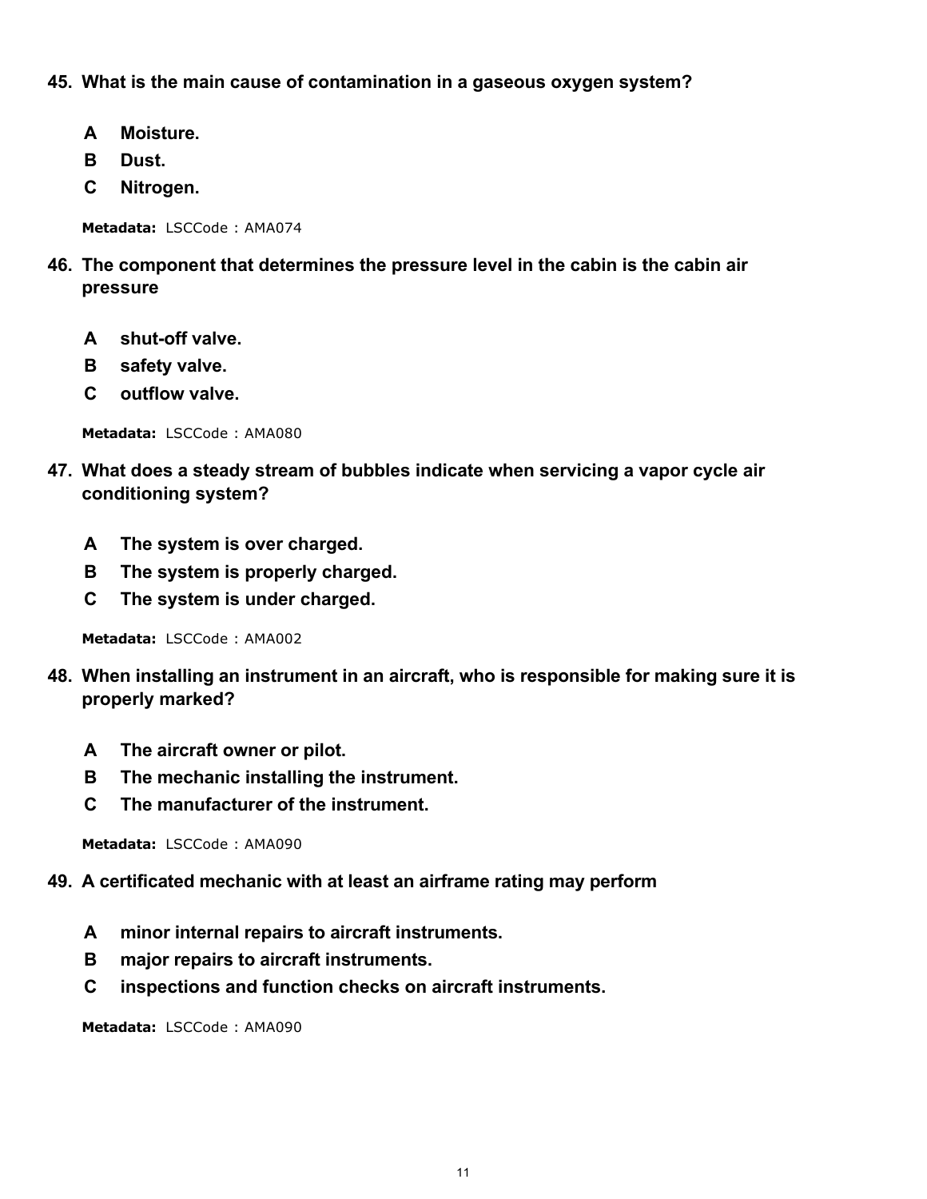**45. What is the main cause of contamination in a gaseous oxygen system?**

- **A** Moisture.
- **B** Dust.
- **C** Nitrogen.

**Metadata:** LSCCode : AMA074

**46. The component that determines the pressure level in the cabin is the cabin air pressure**

- **A** shut-off valve.
- **B** safety valve.
- **C** outflow valve.

**Metadata:** LSCCode : AMA080

**47. What does a steady stream of bubbles indicate when servicing a vapor cycle air conditioning system?**

- **A** The system is over charged.
- **B** The system is properly charged.
- **C** The system is under charged.

**Metadata:** LSCCode : AMA002

**48. When installing an instrument in an aircraft, who is responsible for making sure it is properly marked?**

- **A** The aircraft owner or pilot.
- **B** The mechanic installing the instrument.
- **C** The manufacturer of the instrument.

**Metadata:** LSCCode : AMA090

**49. A certificated mechanic with at least an airframe rating may perform**

- **A** minor internal repairs to aircraft instruments.
- **B** major repairs to aircraft instruments.
- **C** inspections and function checks on aircraft instruments.

**Metadata:** LSCCode : AMA090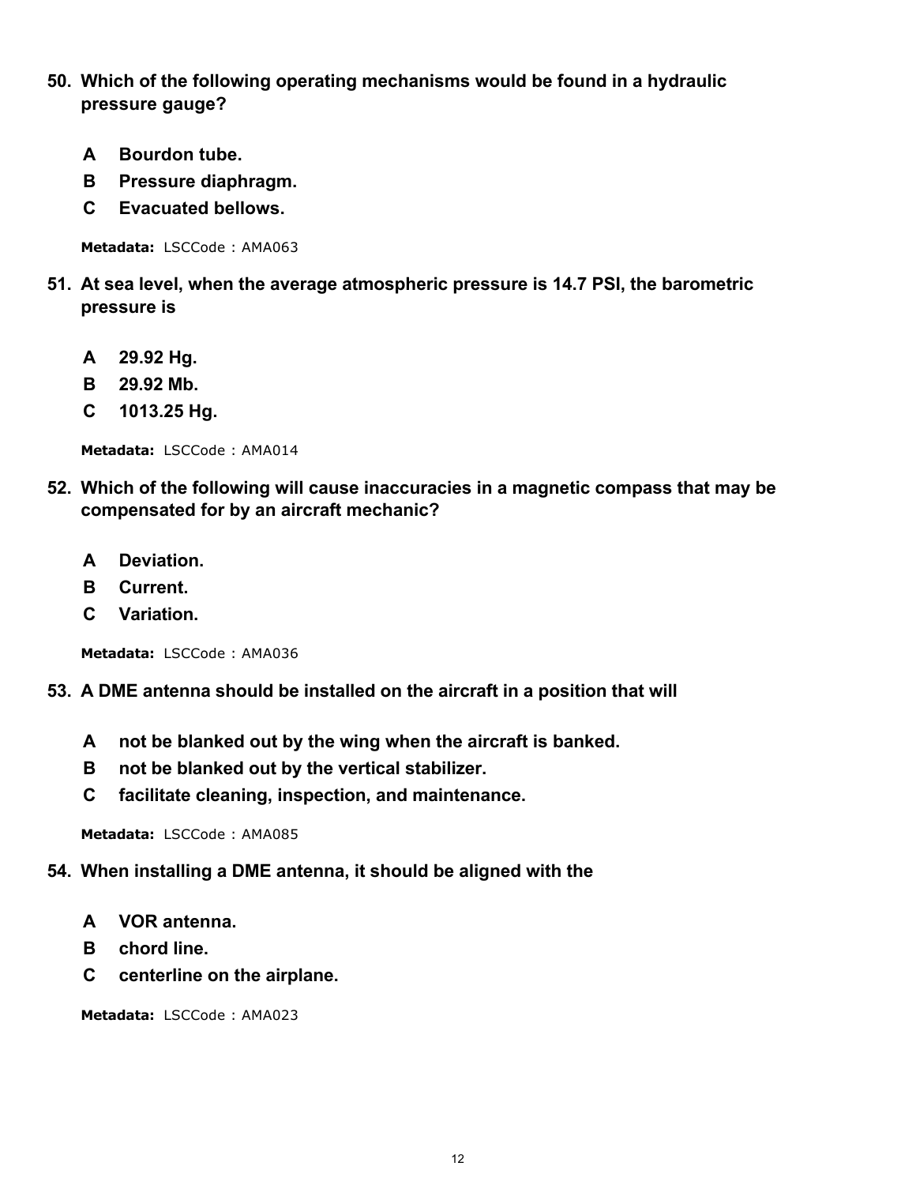**50. Which of the following operating mechanisms would be found in a hydraulic pressure gauge?**

- **A** **Bourdon tube.**
- **B** **Pressure diaphragm.**
- **C** **Evacuated bellows.**

**Metadata:** LSCCode : AMA063

**51. At sea level, when the average atmospheric pressure is 14.7 PSI, the barometric pressure is**

- **A** **29.92 Hg.**
- **B** **29.92 Mb.**
- **C** **1013.25 Hg.**

**Metadata:** LSCCode : AMA014

**52. Which of the following will cause inaccuracies in a magnetic compass that may be compensated for by an aircraft mechanic?**

- **A** **Deviation.**
- **B** **Current.**
- **C** **Variation.**

**Metadata:** LSCCode : AMA036

**53. A DME antenna should be installed on the aircraft in a position that will**

- **A** **not be blanked out by the wing when the aircraft is banked.**
- **B** **not be blanked out by the vertical stabilizer.**
- **C** **facilitate cleaning, inspection, and maintenance.**

**Metadata:** LSCCode : AMA085

**54. When installing a DME antenna, it should be aligned with the**

- **A** **VOR antenna.**
- **B** **chord line.**
- **C** **centerline on the airplane.**

**Metadata:** LSCCode : AMA023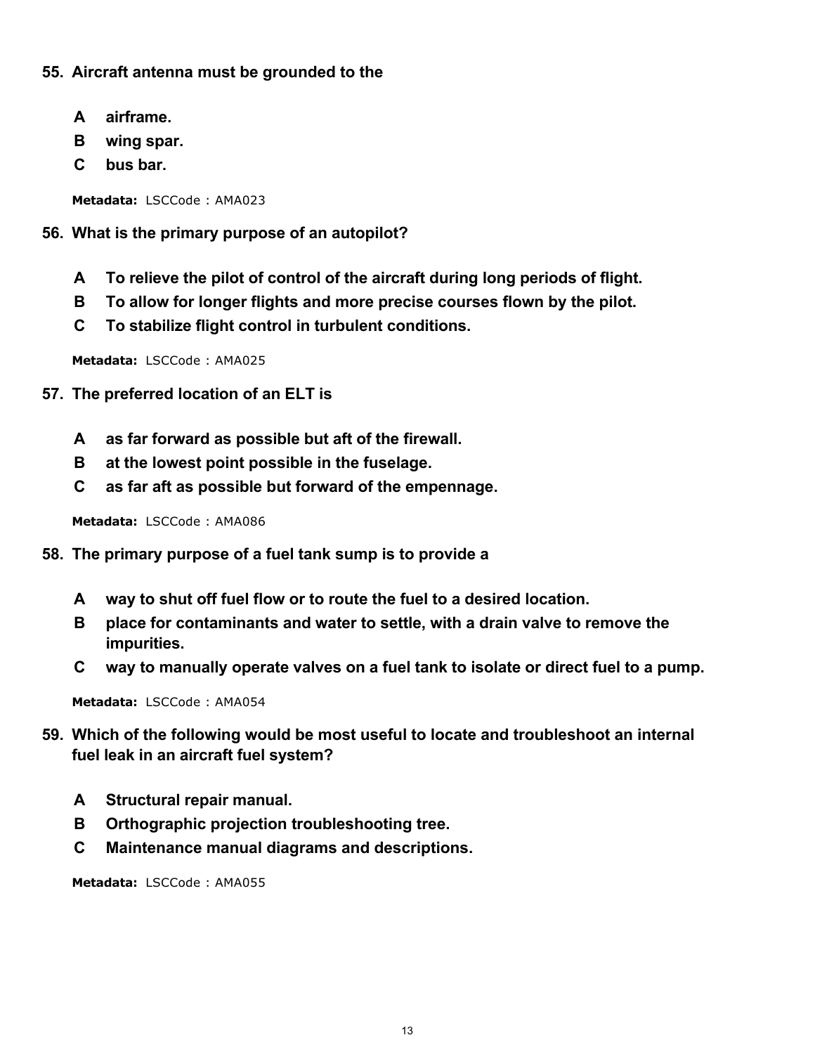**55. Aircraft antenna must be grounded to the**

- **A** **airframe.**
- **B** **wing spar.**
- **C** **bus bar.**

**Metadata:** LSCCode : AMA023

**56. What is the primary purpose of an autopilot?**

- **A** **To relieve the pilot of control of the aircraft during long periods of flight.**
- **B** **To allow for longer flights and more precise courses flown by the pilot.**
- **C** **To stabilize flight control in turbulent conditions.**

**Metadata:** LSCCode : AMA025

**57. The preferred location of an ELT is**

- **A** **as far forward as possible but aft of the firewall.**
- **B** **at the lowest point possible in the fuselage.**
- **C** **as far aft as possible but forward of the empennage.**

**Metadata:** LSCCode : AMA086

**58. The primary purpose of a fuel tank sump is to provide a**

- **A** **way to shut off fuel flow or to route the fuel to a desired location.**
- **B** **place for contaminants and water to settle, with a drain valve to remove the impurities.**
- **C** **way to manually operate valves on a fuel tank to isolate or direct fuel to a pump.**

**Metadata:** LSCCode : AMA054

**59. Which of the following would be most useful to locate and troubleshoot an internal fuel leak in an aircraft fuel system?**

- **A** **Structural repair manual.**
- **B** **Orthographic projection troubleshooting tree.**
- **C** **Maintenance manual diagrams and descriptions.**

**Metadata:** LSCCode : AMA055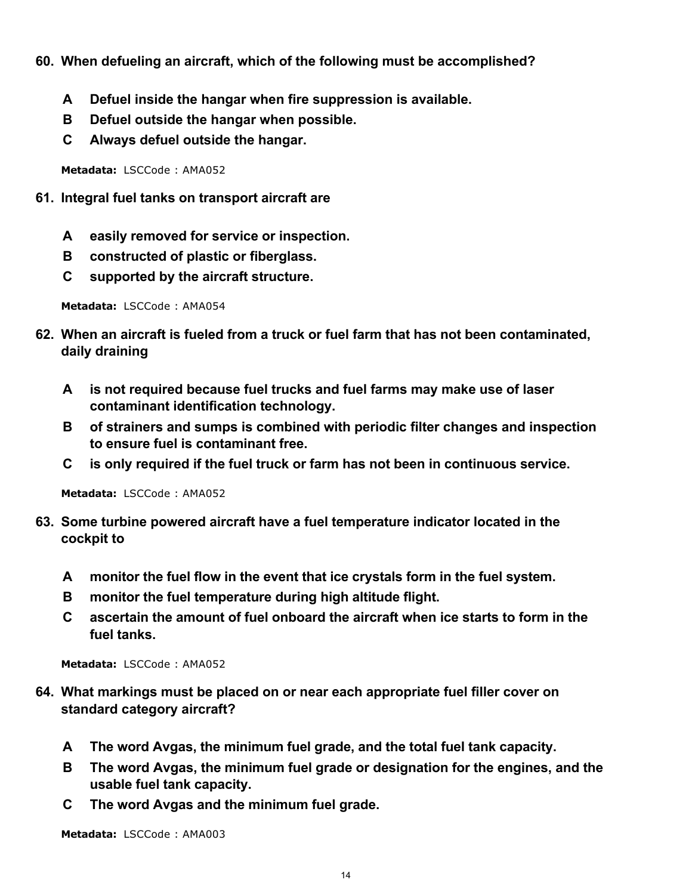**60. When defueling an aircraft, which of the following must be accomplished?**

- **A** Defuel inside the hangar when fire suppression is available.
- **B** Defuel outside the hangar when possible.
- **C** Always defuel outside the hangar.

**Metadata:** LSCCode : AMA052

**61. Integral fuel tanks on transport aircraft are**

- **A** easily removed for service or inspection.
- **B** constructed of plastic or fiberglass.
- **C** supported by the aircraft structure.

**Metadata:** LSCCode : AMA054

**62. When an aircraft is fueled from a truck or fuel farm that has not been contaminated, daily draining**

- **A** is not required because fuel trucks and fuel farms may make use of laser contaminant identification technology.
- **B** of strainers and sumps is combined with periodic filter changes and inspection to ensure fuel is contaminant free.
- **C** is only required if the fuel truck or farm has not been in continuous service.

**Metadata:** LSCCode : AMA052

**63. Some turbine powered aircraft have a fuel temperature indicator located in the cockpit to**

- **A** monitor the fuel flow in the event that ice crystals form in the fuel system.
- **B** monitor the fuel temperature during high altitude flight.
- **C** ascertain the amount of fuel onboard the aircraft when ice starts to form in the fuel tanks.

**Metadata:** LSCCode : AMA052

**64. What markings must be placed on or near each appropriate fuel filler cover on standard category aircraft?**

- **A** The word Avgas, the minimum fuel grade, and the total fuel tank capacity.
- **B** The word Avgas, the minimum fuel grade or designation for the engines, and the usable fuel tank capacity.
- **C** The word Avgas and the minimum fuel grade.

**Metadata:** LSCCode : AMA003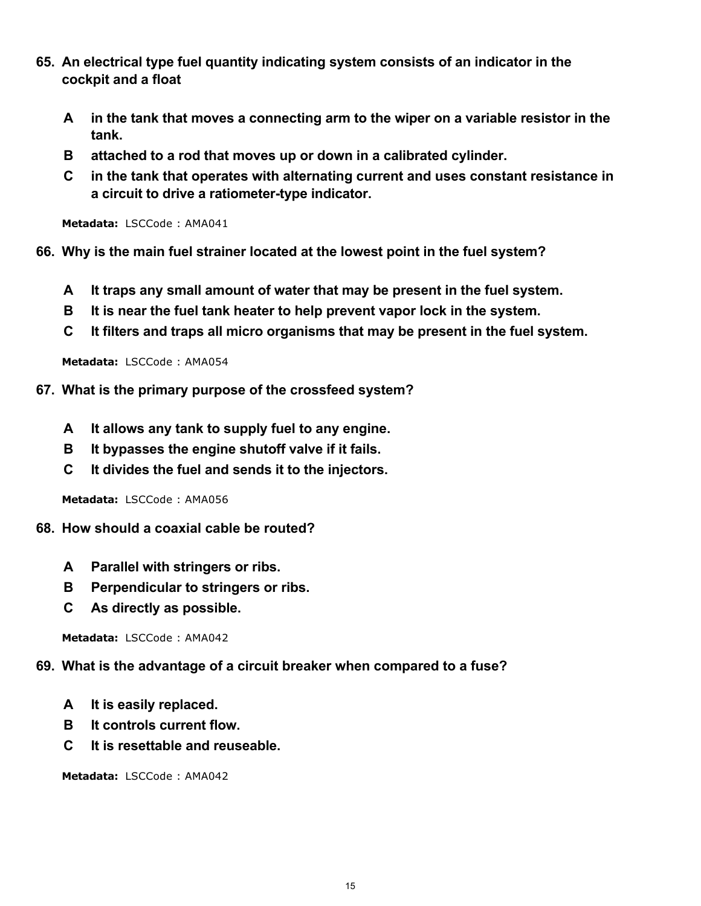**65. An electrical type fuel quantity indicating system consists of an indicator in the cockpit and a float**

- **A** in the tank that moves a connecting arm to the wiper on a variable resistor in the tank.
- **B** attached to a rod that moves up or down in a calibrated cylinder.
- **C** in the tank that operates with alternating current and uses constant resistance in a circuit to drive a ratiometer-type indicator.

**Metadata:** LSCCode : AMA041

**66. Why is the main fuel strainer located at the lowest point in the fuel system?**

- **A** It traps any small amount of water that may be present in the fuel system.
- **B** It is near the fuel tank heater to help prevent vapor lock in the system.
- **C** It filters and traps all micro organisms that may be present in the fuel system.

**Metadata:** LSCCode : AMA054

**67. What is the primary purpose of the crossfeed system?**

- **A** It allows any tank to supply fuel to any engine.
- **B** It bypasses the engine shutoff valve if it fails.
- **C** It divides the fuel and sends it to the injectors.

**Metadata:** LSCCode : AMA056

**68. How should a coaxial cable be routed?**

- **A** Parallel with stringers or ribs.
- **B** Perpendicular to stringers or ribs.
- **C** As directly as possible.

**Metadata:** LSCCode : AMA042

**69. What is the advantage of a circuit breaker when compared to a fuse?**

- **A** It is easily replaced.
- **B** It controls current flow.
- **C** It is resettable and reuseable.

**Metadata:** LSCCode : AMA042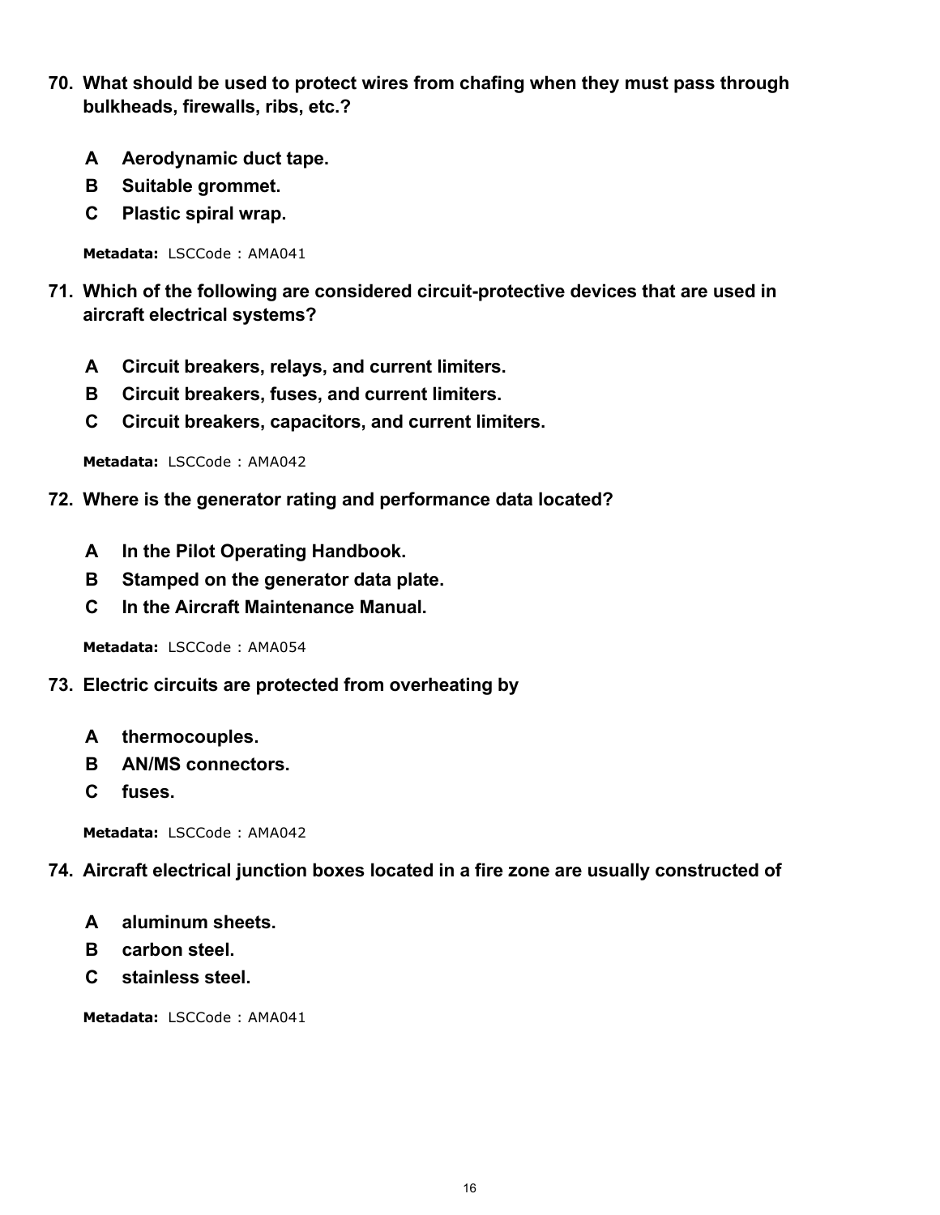**70. What should be used to protect wires from chafing when they must pass through bulkheads, firewalls, ribs, etc.?**

- **A** Aerodynamic duct tape.
- **B** Suitable grommet.
- **C** Plastic spiral wrap.

**Metadata:** LSCCode : AMA041

**71. Which of the following are considered circuit-protective devices that are used in aircraft electrical systems?**

- **A** Circuit breakers, relays, and current limiters.
- **B** Circuit breakers, fuses, and current limiters.
- **C** Circuit breakers, capacitors, and current limiters.

**Metadata:** LSCCode : AMA042

**72. Where is the generator rating and performance data located?**

- **A** In the Pilot Operating Handbook.
- **B** Stamped on the generator data plate.
- **C** In the Aircraft Maintenance Manual.

**Metadata:** LSCCode : AMA054

**73. Electric circuits are protected from overheating by**

- **A** thermocouples.
- **B** AN/MS connectors.
- **C** fuses.

**Metadata:** LSCCode : AMA042

**74. Aircraft electrical junction boxes located in a fire zone are usually constructed of**

- **A** aluminum sheets.
- **B** carbon steel.
- **C** stainless steel.

**Metadata:** LSCCode : AMA041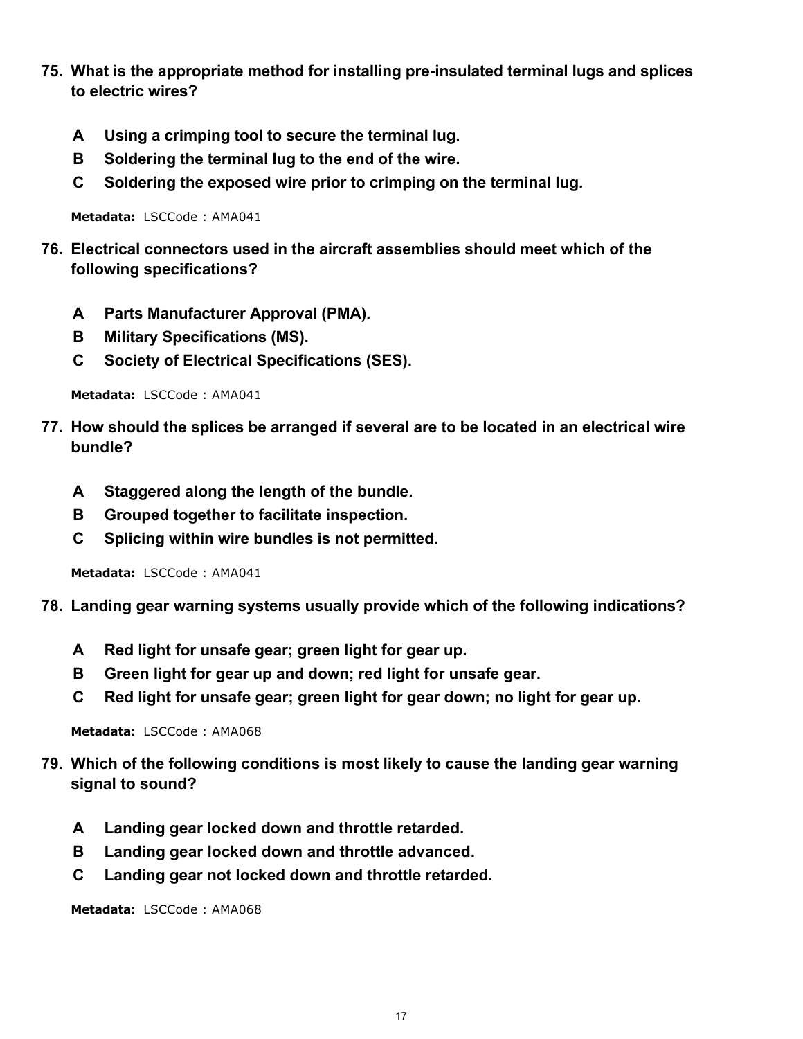**75. What is the appropriate method for installing pre-insulated terminal lugs and splices to electric wires?**

- **A** **Using a crimping tool to secure the terminal lug.**
- **B** **Soldering the terminal lug to the end of the wire.**
- **C** **Soldering the exposed wire prior to crimping on the terminal lug.**

**Metadata:** LSCCode : AMA041

**76. Electrical connectors used in the aircraft assemblies should meet which of the following specifications?**

- **A** **Parts Manufacturer Approval (PMA).**
- **B** **Military Specifications (MS).**
- **C** **Society of Electrical Specifications (SES).**

**Metadata:** LSCCode : AMA041

**77. How should the splices be arranged if several are to be located in an electrical wire bundle?**

- **A** **Staggered along the length of the bundle.**
- **B** **Grouped together to facilitate inspection.**
- **C** **Splicing within wire bundles is not permitted.**

**Metadata:** LSCCode : AMA041

**78. Landing gear warning systems usually provide which of the following indications?**

- **A** **Red light for unsafe gear; green light for gear up.**
- **B** **Green light for gear up and down; red light for unsafe gear.**
- **C** **Red light for unsafe gear; green light for gear down; no light for gear up.**

**Metadata:** LSCCode : AMA068

**79. Which of the following conditions is most likely to cause the landing gear warning signal to sound?**

- **A** **Landing gear locked down and throttle retarded.**
- **B** **Landing gear locked down and throttle advanced.**
- **C** **Landing gear not locked down and throttle retarded.**

**Metadata:** LSCCode : AMA068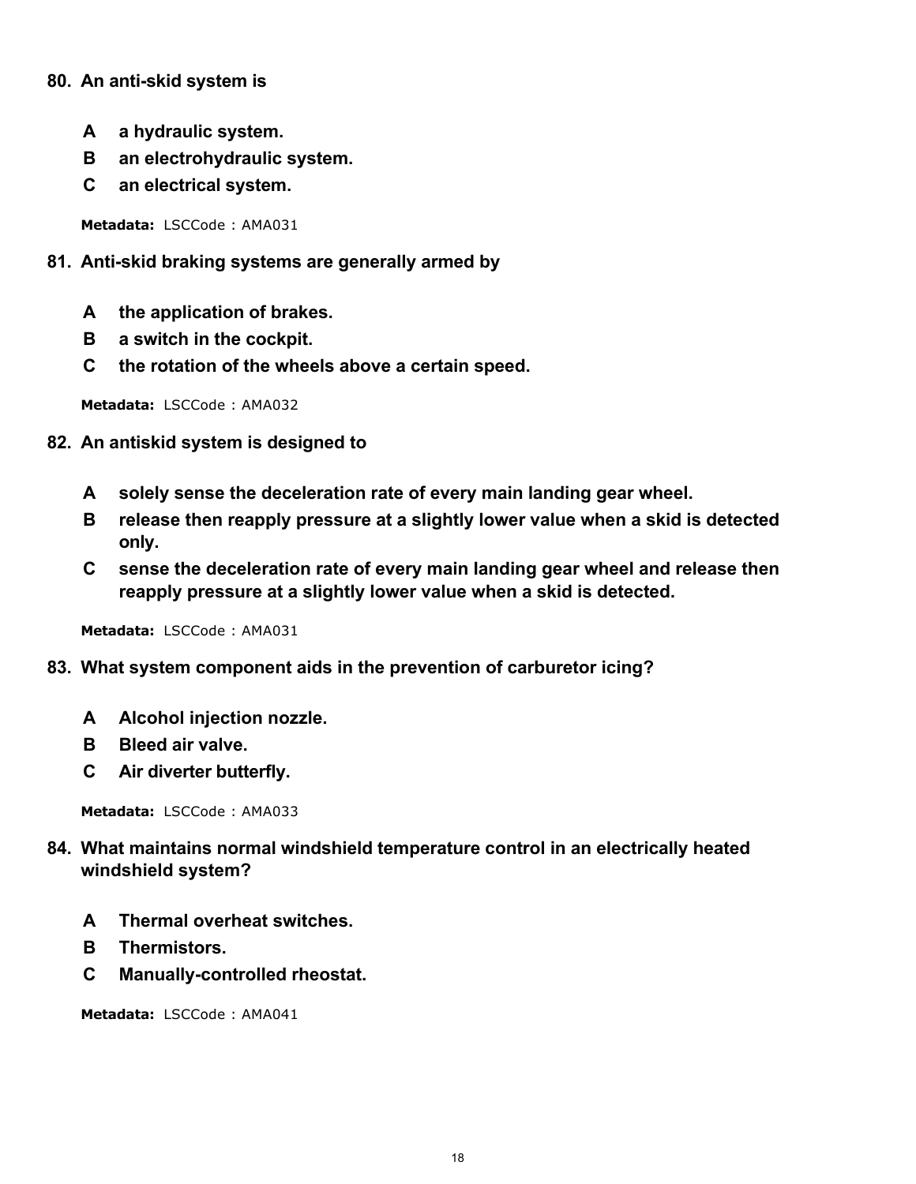**80. An anti-skid system is**

- **A** **a hydraulic system.**
- **B** **an electrohydraulic system.**
- **C** **an electrical system.**

**Metadata:** LSCCode : AMA031

**81. Anti-skid braking systems are generally armed by**

- **A** **the application of brakes.**
- **B** **a switch in the cockpit.**
- **C** **the rotation of the wheels above a certain speed.**

**Metadata:** LSCCode : AMA032

**82. An antiskid system is designed to**

- **A** **solely sense the deceleration rate of every main landing gear wheel.**
- **B** **release then reapply pressure at a slightly lower value when a skid is detected only.**
- **C** **sense the deceleration rate of every main landing gear wheel and release then reapply pressure at a slightly lower value when a skid is detected.**

**Metadata:** LSCCode : AMA031

**83. What system component aids in the prevention of carburetor icing?**

- **A** **Alcohol injection nozzle.**
- **B** **Bleed air valve.**
- **C** **Air diverter butterfly.**

**Metadata:** LSCCode : AMA033

**84. What maintains normal windshield temperature control in an electrically heated windshield system?**

- **A** **Thermal overheat switches.**
- **B** **Thermistors.**
- **C** **Manually-controlled rheostat.**

**Metadata:** LSCCode : AMA041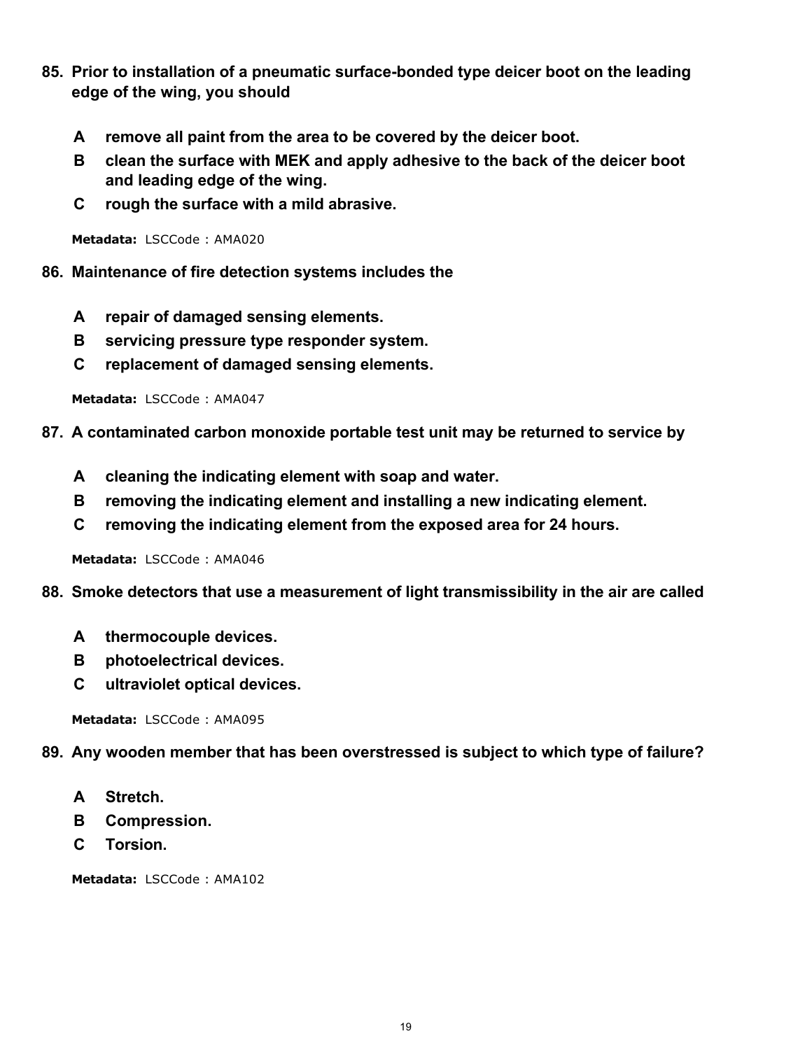**85. Prior to installation of a pneumatic surface-bonded type deicer boot on the leading edge of the wing, you should**

- **A** remove all paint from the area to be covered by the deicer boot.
- **B** clean the surface with MEK and apply adhesive to the back of the deicer boot and leading edge of the wing.
- **C** rough the surface with a mild abrasive.

**Metadata:** LSCCode : AMA020

**86. Maintenance of fire detection systems includes the**

- **A** repair of damaged sensing elements.
- **B** servicing pressure type responder system.
- **C** replacement of damaged sensing elements.

**Metadata:** LSCCode : AMA047

**87. A contaminated carbon monoxide portable test unit may be returned to service by**

- **A** cleaning the indicating element with soap and water.
- **B** removing the indicating element and installing a new indicating element.
- **C** removing the indicating element from the exposed area for 24 hours.

**Metadata:** LSCCode : AMA046

**88. Smoke detectors that use a measurement of light transmissibility in the air are called**

- **A** thermocouple devices.
- **B** photoelectrical devices.
- **C** ultraviolet optical devices.

**Metadata:** LSCCode : AMA095

**89. Any wooden member that has been overstressed is subject to which type of failure?**

- **A** Stretch.
- **B** Compression.
- **C** Torsion.

**Metadata:** LSCCode : AMA102